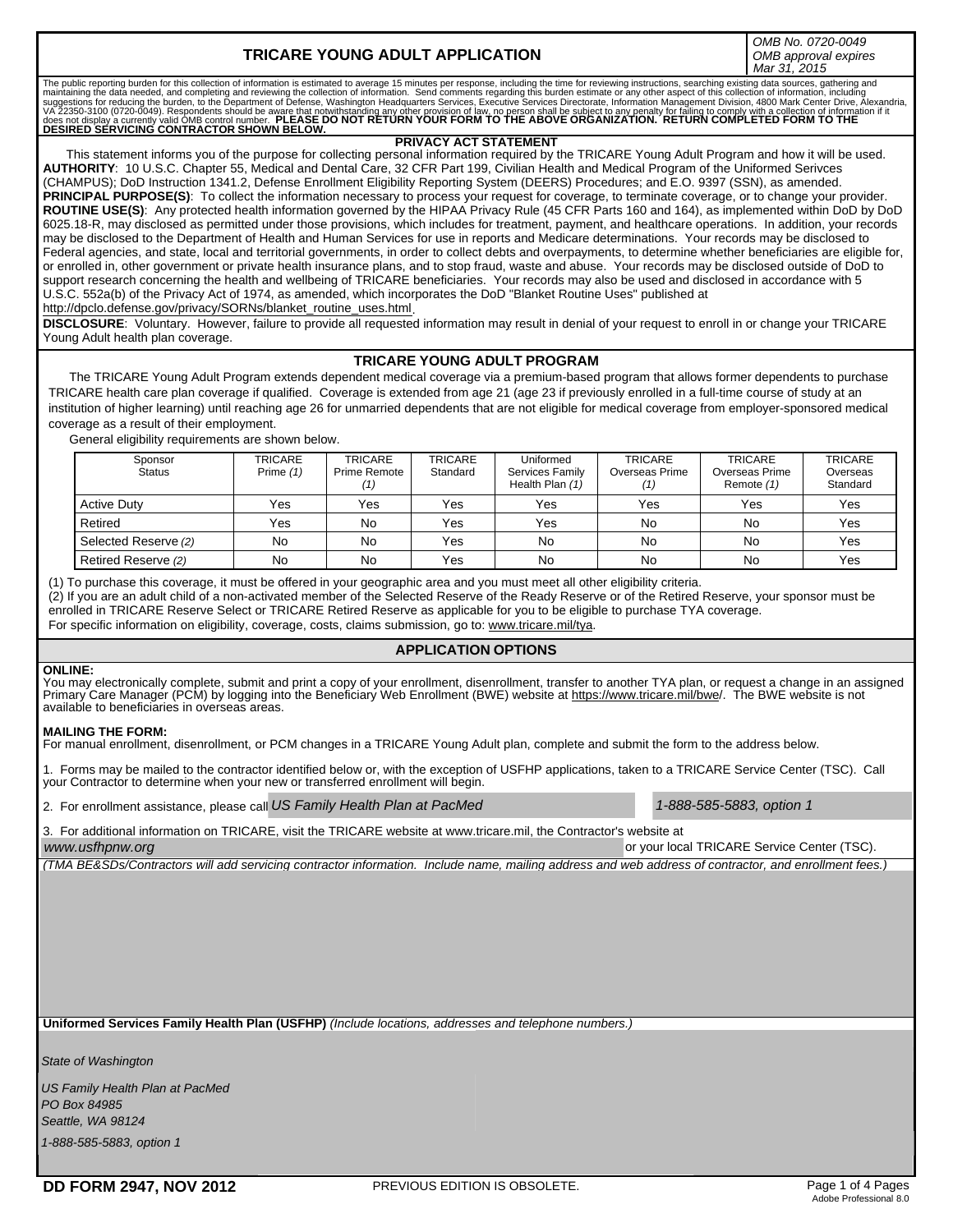# TRICARE YOUNG ADULT APPLICATION

*OMB No. 0720-0049*
*OMB approval expires Mar 31, 2015*

The public reporting burden for this collection of information is estimated to average 15 minutes per response, including the time for reviewing instructions, searching existing data sources, gathering and maintaining the data needed, and completing and reviewing the collection of information. Send comments regarding this burden estimate or any other aspect of this collection of information, including suggestions for reducing the burden, to the Department of Defense, Washington Headquarters Services, Executive Services Directorate, Information Management Division, 4800 Mark Center Drive, Alexandria, VA 22350-3100 (0720-0049). Respondents should be aware that notwithstanding any other provision of law, no person shall be subject to any penalty for failing to comply with a collection of information if it does not display a currently valid OMB control number. **PLEASE DO NOT RETURN YOUR FORM TO THE ABOVE ORGANIZATION. RETURN COMPLETED FORM TO THE DESIRED SERVICING CONTRACTOR SHOWN BELOW.**

## PRIVACY ACT STATEMENT

This statement informs you of the purpose for collecting personal information required by the TRICARE Young Adult Program and how it will be used.

**AUTHORITY**: 10 U.S.C. Chapter 55, Medical and Dental Care, 32 CFR Part 199, Civilian Health and Medical Program of the Uniformed Serivces (CHAMPUS); DoD Instruction 1341.2, Defense Enrollment Eligibility Reporting System (DEERS) Procedures; and E.O. 9397 (SSN), as amended.

**PRINCIPAL PURPOSE(S)**: To collect the information necessary to process your request for coverage, to terminate coverage, or to change your provider.

**ROUTINE USE(S)**: Any protected health information governed by the HIPAA Privacy Rule (45 CFR Parts 160 and 164), as implemented within DoD by DoD 6025.18-R, may disclosed as permitted under those provisions, which includes for treatment, payment, and healthcare operations. In addition, your records may be disclosed to the Department of Health and Human Services for use in reports and Medicare determinations. Your records may be disclosed to Federal agencies, and state, local and territorial governments, in order to collect debts and overpayments, to determine whether beneficiaries are eligible for, or enrolled in, other government or private health insurance plans, and to stop fraud, waste and abuse. Your records may be disclosed outside of DoD to support research concerning the health and wellbeing of TRICARE beneficiaries. Your records may also be used and disclosed in accordance with 5 U.S.C. 552a(b) of the Privacy Act of 1974, as amended, which incorporates the DoD "Blanket Routine Uses" published at http://dpclo.defense.gov/privacy/SORNs/blanket_routine_uses.html.

**DISCLOSURE**: Voluntary. However, failure to provide all requested information may result in denial of your request to enroll in or change your TRICARE Young Adult health plan coverage.

## TRICARE YOUNG ADULT PROGRAM

The TRICARE Young Adult Program extends dependent medical coverage via a premium-based program that allows former dependents to purchase TRICARE health care plan coverage if qualified. Coverage is extended from age 21 (age 23 if previously enrolled in a full-time course of study at an institution of higher learning) until reaching age 26 for unmarried dependents that are not eligible for medical coverage from employer-sponsored medical coverage as a result of their employment.

General eligibility requirements are shown below.

| Sponsor Status | TRICARE Prime *(1)* | TRICARE Prime Remote *(1)* | TRICARE Standard | Uniformed Services Family Health Plan *(1)* | TRICARE Overseas Prime *(1)* | TRICARE Overseas Prime Remote *(1)* | TRICARE Overseas Standard |
|---|---|---|---|---|---|---|---|
| Active Duty | Yes | Yes | Yes | Yes | Yes | Yes | Yes |
| Retired | Yes | No | Yes | Yes | No | No | Yes |
| Selected Reserve *(2)* | No | No | Yes | No | No | No | Yes |
| Retired Reserve *(2)* | No | No | Yes | No | No | No | Yes |

(1) To purchase this coverage, it must be offered in your geographic area and you must meet all other eligibility criteria.
(2) If you are an adult child of a non-activated member of the Selected Reserve of the Ready Reserve or of the Retired Reserve, your sponsor must be enrolled in TRICARE Reserve Select or TRICARE Retired Reserve as applicable for you to be eligible to purchase TYA coverage.
For specific information on eligibility, coverage, costs, claims submission, go to: www.tricare.mil/tya.

## APPLICATION OPTIONS

**ONLINE:**
You may electronically complete, submit and print a copy of your enrollment, disenrollment, transfer to another TYA plan, or request a change in an assigned Primary Care Manager (PCM) by logging into the Beneficiary Web Enrollment (BWE) website at https://www.tricare.mil/bwe/. The BWE website is not available to beneficiaries in overseas areas.

**MAILING THE FORM:**
For manual enrollment, disenrollment, or PCM changes in a TRICARE Young Adult plan, complete and submit the form to the address below.

1. Forms may be mailed to the contractor identified below or, with the exception of USFHP applications, taken to a TRICARE Service Center (TSC). Call your Contractor to determine when your new or transferred enrollment will begin.

2. For enrollment assistance, please call *US Family Health Plan at PacMed* *1-888-585-5883, option 1*

3. For additional information on TRICARE, visit the TRICARE website at www.tricare.mil, the Contractor's website at *www.usfhpnw.org* or your local TRICARE Service Center (TSC).

*(TMA BE&SDs/Contractors will add servicing contractor information. Include name, mailing address and web address of contractor, and enrollment fees.)*

**Uniformed Services Family Health Plan (USFHP)** *(Include locations, addresses and telephone numbers.)*

*State of Washington*

*US Family Health Plan at PacMed*
*PO Box 84985*
*Seattle, WA 98124*
*1-888-585-5883, option 1*

**DD FORM 2947, NOV 2012** PREVIOUS EDITION IS OBSOLETE. Adobe Professional 8.0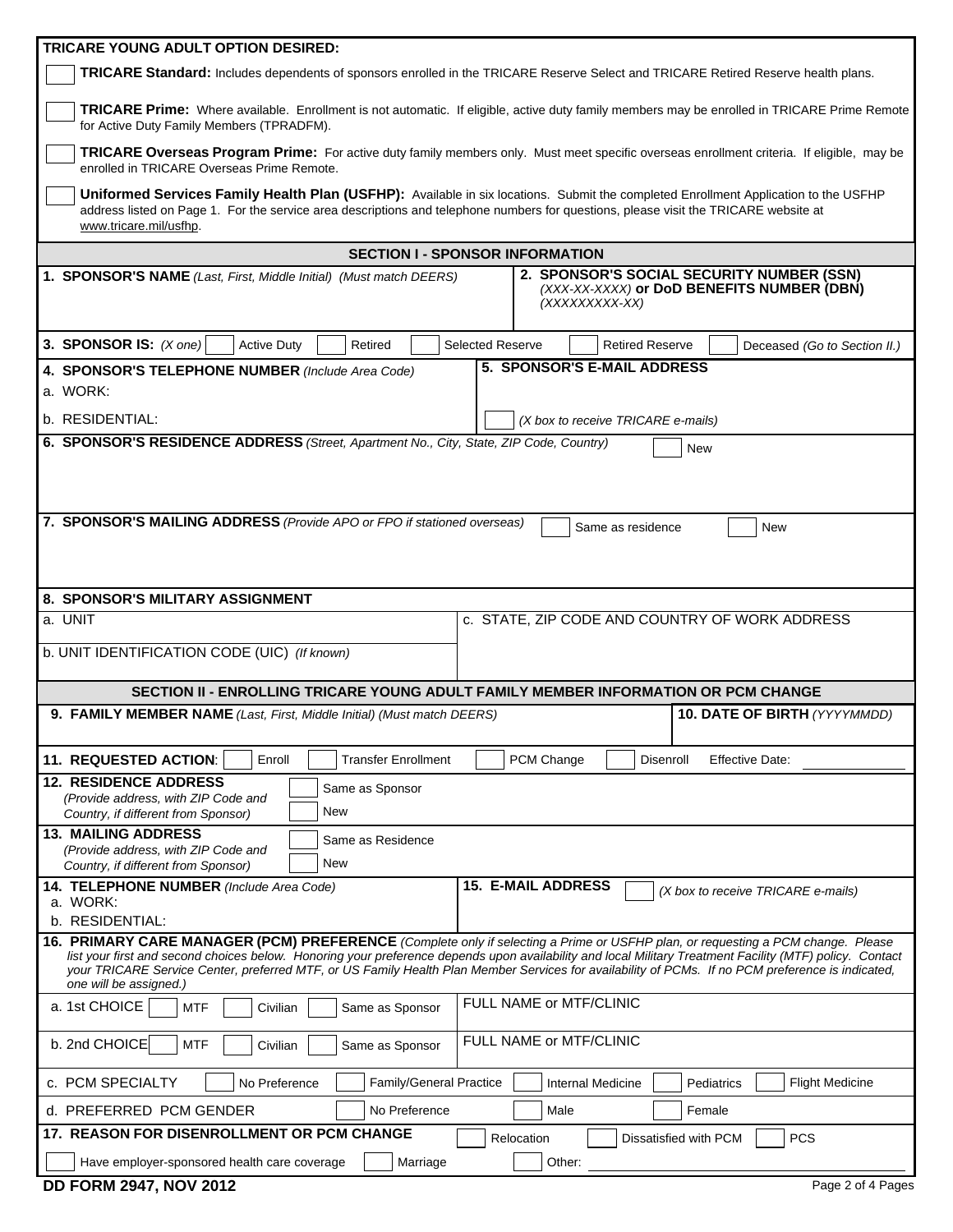**TRICARE YOUNG ADULT OPTION DESIRED:**

☐ **TRICARE Standard:** Includes dependents of sponsors enrolled in the TRICARE Reserve Select and TRICARE Retired Reserve health plans.

☐ **TRICARE Prime:** Where available. Enrollment is not automatic. If eligible, active duty family members may be enrolled in TRICARE Prime Remote for Active Duty Family Members (TPRADFM).

☐ **TRICARE Overseas Program Prime:** For active duty family members only. Must meet specific overseas enrollment criteria. If eligible, may be enrolled in TRICARE Overseas Prime Remote.

☐ **Uniformed Services Family Health Plan (USFHP):** Available in six locations. Submit the completed Enrollment Application to the USFHP address listed on Page 1. For the service area descriptions and telephone numbers for questions, please visit the TRICARE website at www.tricare.mil/usfhp.

## SECTION I - SPONSOR INFORMATION

**1. SPONSOR'S NAME** *(Last, First, Middle Initial) (Must match DEERS)*

**2. SPONSOR'S SOCIAL SECURITY NUMBER (SSN)** *(XXX-XX-XXXX)* **or DoD BENEFITS NUMBER (DBN)** *(XXXXXXXXX-XX)*

**3. SPONSOR IS:** *(X one)* ☐ Active Duty ☐ Retired ☐ Selected Reserve ☐ Retired Reserve ☐ Deceased *(Go to Section II.)*

**4. SPONSOR'S TELEPHONE NUMBER** *(Include Area Code)*
a. WORK:
b. RESIDENTIAL:

**5. SPONSOR'S E-MAIL ADDRESS**
☐ *(X box to receive TRICARE e-mails)*

**6. SPONSOR'S RESIDENCE ADDRESS** *(Street, Apartment No., City, State, ZIP Code, Country)* ☐ New

**7. SPONSOR'S MAILING ADDRESS** *(Provide APO or FPO if stationed overseas)* ☐ Same as residence ☐ New

**8. SPONSOR'S MILITARY ASSIGNMENT**
a. UNIT
b. UNIT IDENTIFICATION CODE (UIC) *(If known)*
c. STATE, ZIP CODE AND COUNTRY OF WORK ADDRESS

## SECTION II - ENROLLING TRICARE YOUNG ADULT FAMILY MEMBER INFORMATION OR PCM CHANGE

**9. FAMILY MEMBER NAME** *(Last, First, Middle Initial) (Must match DEERS)*

**10. DATE OF BIRTH** *(YYYYMMDD)*

**11. REQUESTED ACTION:** ☐ Enroll ☐ Transfer Enrollment ☐ PCM Change ☐ Disenroll Effective Date: ____________

**12. RESIDENCE ADDRESS** *(Provide address, with ZIP Code and Country, if different from Sponsor)* ☐ Same as Sponsor ☐ New

**13. MAILING ADDRESS** *(Provide address, with ZIP Code and Country, if different from Sponsor)* ☐ Same as Residence ☐ New

**14. TELEPHONE NUMBER** *(Include Area Code)*
a. WORK:
b. RESIDENTIAL:

**15. E-MAIL ADDRESS** ☐ *(X box to receive TRICARE e-mails)*

**16. PRIMARY CARE MANAGER (PCM) PREFERENCE** *(Complete only if selecting a Prime or USFHP plan, or requesting a PCM change. Please list your first and second choices below. Honoring your preference depends upon availability and local Military Treatment Facility (MTF) policy. Contact your TRICARE Service Center, preferred MTF, or US Family Health Plan Member Services for availability of PCMs. If no PCM preference is indicated, one will be assigned.)*

a. 1st CHOICE ☐ MTF ☐ Civilian ☐ Same as Sponsor — FULL NAME or MTF/CLINIC

b. 2nd CHOICE ☐ MTF ☐ Civilian ☐ Same as Sponsor — FULL NAME or MTF/CLINIC

c. PCM SPECIALTY ☐ No Preference ☐ Family/General Practice ☐ Internal Medicine ☐ Pediatrics ☐ Flight Medicine

d. PREFERRED PCM GENDER ☐ No Preference ☐ Male ☐ Female

**17. REASON FOR DISENROLLMENT OR PCM CHANGE** ☐ Relocation ☐ Dissatisfied with PCM ☐ PCS
☐ Have employer-sponsored health care coverage ☐ Marriage ☐ Other: ____________

**DD FORM 2947, NOV 2012**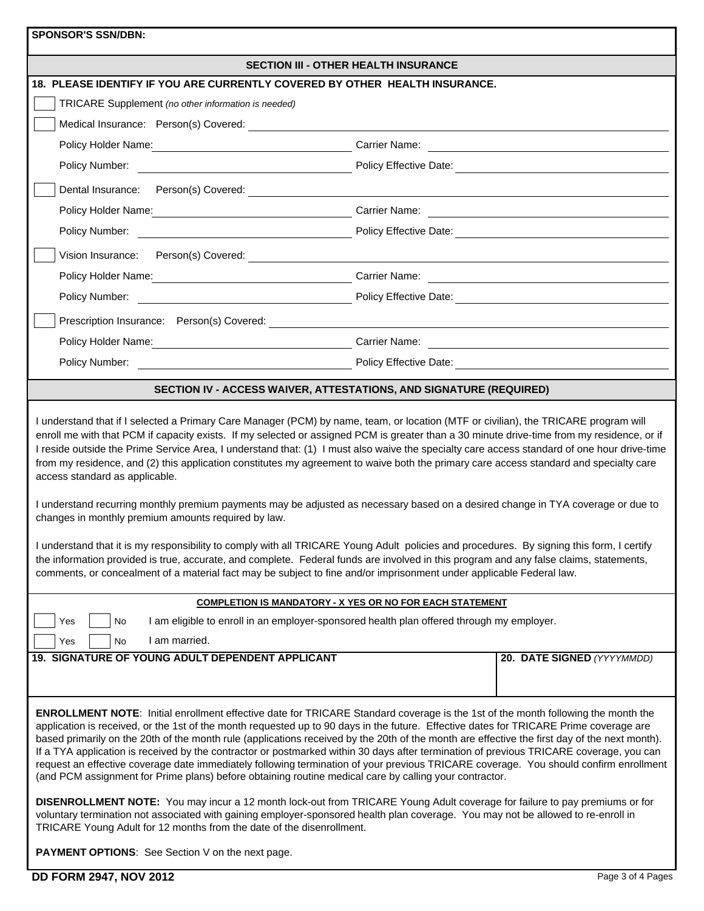**SPONSOR'S SSN/DBN:**

## SECTION III - OTHER HEALTH INSURANCE

**18. PLEASE IDENTIFY IF YOU ARE CURRENTLY COVERED BY OTHER HEALTH INSURANCE.**

- [ ] TRICARE Supplement *(no other information is needed)*
- [ ] Medical Insurance: Person(s) Covered: ____________________
  - Policy Holder Name: ____________________ Carrier Name: ____________________
  - Policy Number: ____________________ Policy Effective Date: ____________________
- [ ] Dental Insurance: Person(s) Covered: ____________________
  - Policy Holder Name: ____________________ Carrier Name: ____________________
  - Policy Number: ____________________ Policy Effective Date: ____________________
- [ ] Vision Insurance: Person(s) Covered: ____________________
  - Policy Holder Name: ____________________ Carrier Name: ____________________
  - Policy Number: ____________________ Policy Effective Date: ____________________
- [ ] Prescription Insurance: Person(s) Covered: ____________________
  - Policy Holder Name: ____________________ Carrier Name: ____________________
  - Policy Number: ____________________ Policy Effective Date: ____________________

## SECTION IV - ACCESS WAIVER, ATTESTATIONS, AND SIGNATURE (REQUIRED)

I understand that if I selected a Primary Care Manager (PCM) by name, team, or location (MTF or civilian), the TRICARE program will enroll me with that PCM if capacity exists. If my selected or assigned PCM is greater than a 30 minute drive-time from my residence, or if I reside outside the Prime Service Area, I understand that: (1) I must also waive the specialty care access standard of one hour drive-time from my residence, and (2) this application constitutes my agreement to waive both the primary care access standard and specialty care access standard as applicable.

I understand recurring monthly premium payments may be adjusted as necessary based on a desired change in TYA coverage or due to changes in monthly premium amounts required by law.

I understand that it is my responsibility to comply with all TRICARE Young Adult policies and procedures. By signing this form, I certify the information provided is true, accurate, and complete. Federal funds are involved in this program and any false claims, statements, comments, or concealment of a material fact may be subject to fine and/or imprisonment under applicable Federal law.

**COMPLETION IS MANDATORY - X YES OR NO FOR EACH STATEMENT**

- [ ] Yes [ ] No I am eligible to enroll in an employer-sponsored health plan offered through my employer.
- [ ] Yes [ ] No I am married.

| 19. SIGNATURE OF YOUNG ADULT DEPENDENT APPLICANT | 20. DATE SIGNED *(YYYYMMDD)* |
|---|---|
| | |

**ENROLLMENT NOTE**: Initial enrollment effective date for TRICARE Standard coverage is the 1st of the month following the month the application is received, or the 1st of the month requested up to 90 days in the future. Effective dates for TRICARE Prime coverage are based primarily on the 20th of the month rule (applications received by the 20th of the month are effective the first day of the next month). If a TYA application is received by the contractor or postmarked within 30 days after termination of previous TRICARE coverage, you can request an effective coverage date immediately following termination of your previous TRICARE coverage. You should confirm enrollment (and PCM assignment for Prime plans) before obtaining routine medical care by calling your contractor.

**DISENROLLMENT NOTE:** You may incur a 12 month lock-out from TRICARE Young Adult coverage for failure to pay premiums or for voluntary termination not associated with gaining employer-sponsored health plan coverage. You may not be allowed to re-enroll in TRICARE Young Adult for 12 months from the date of the disenrollment.

**PAYMENT OPTIONS**: See Section V on the next page.

**DD FORM 2947, NOV 2012**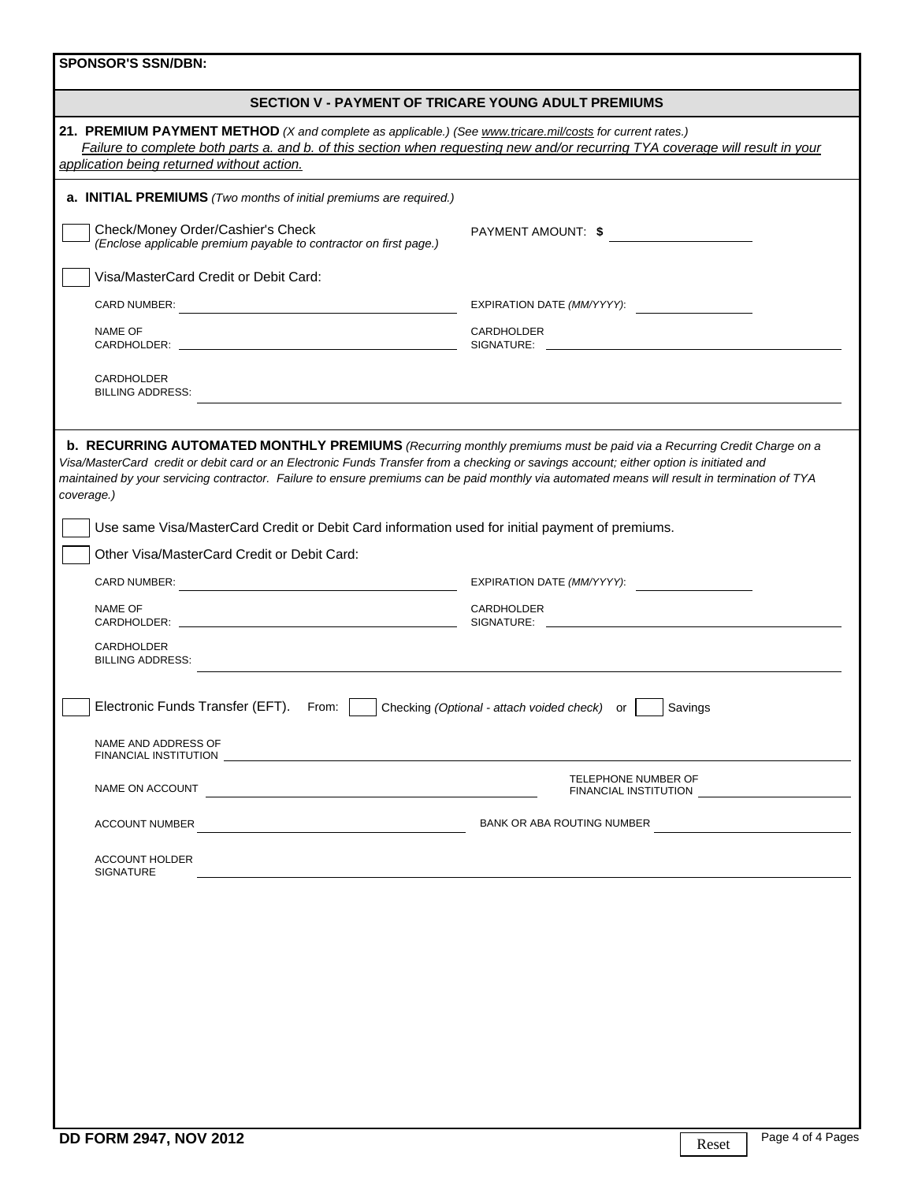**SPONSOR'S SSN/DBN:**

## SECTION V - PAYMENT OF TRICARE YOUNG ADULT PREMIUMS

**21. PREMIUM PAYMENT METHOD** *(X and complete as applicable.) (See www.tricare.mil/costs for current rates.)*
*Failure to complete both parts a. and b. of this section when requesting new and/or recurring TYA coverage will result in your application being returned without action.*

**a. INITIAL PREMIUMS** *(Two months of initial premiums are required.)*

☐ Check/Money Order/Cashier's Check
*(Enclose applicable premium payable to contractor on first page.)*

PAYMENT AMOUNT: **$** ____________

☐ Visa/MasterCard Credit or Debit Card:

CARD NUMBER: ____________ EXPIRATION DATE *(MM/YYYY)*: ____________

NAME OF CARDHOLDER: ____________ CARDHOLDER SIGNATURE: ____________

CARDHOLDER BILLING ADDRESS: ____________

**b. RECURRING AUTOMATED MONTHLY PREMIUMS** *(Recurring monthly premiums must be paid via a Recurring Credit Charge on a Visa/MasterCard credit or debit card or an Electronic Funds Transfer from a checking or savings account; either option is initiated and maintained by your servicing contractor. Failure to ensure premiums can be paid monthly via automated means will result in termination of TYA coverage.)*

☐ Use same Visa/MasterCard Credit or Debit Card information used for initial payment of premiums.

☐ Other Visa/MasterCard Credit or Debit Card:

CARD NUMBER: ____________ EXPIRATION DATE *(MM/YYYY)*: ____________

NAME OF CARDHOLDER: ____________ CARDHOLDER SIGNATURE: ____________

CARDHOLDER BILLING ADDRESS: ____________

☐ Electronic Funds Transfer (EFT). From: ☐ Checking *(Optional - attach voided check)* or ☐ Savings

NAME AND ADDRESS OF FINANCIAL INSTITUTION ____________

NAME ON ACCOUNT ____________ TELEPHONE NUMBER OF FINANCIAL INSTITUTION ____________

ACCOUNT NUMBER ____________ BANK OR ABA ROUTING NUMBER ____________

ACCOUNT HOLDER SIGNATURE ____________

**DD FORM 2947, NOV 2012**

Reset